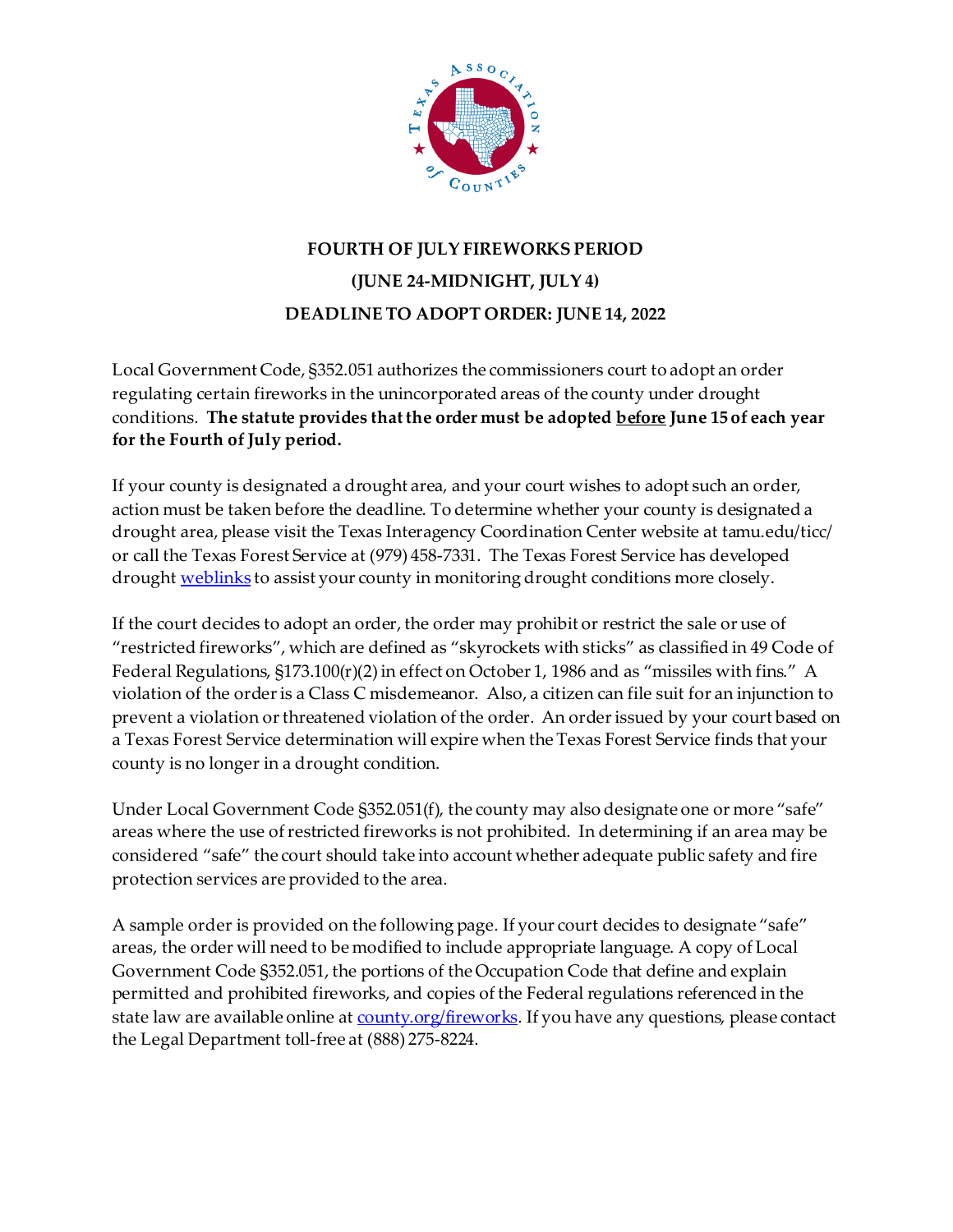**FOURTH OF JULY FIREWORKS PERIOD**

**(JUNE 24-MIDNIGHT, JULY 4)**

**DEADLINE TO ADOPT ORDER: JUNE 14, 2022**

Local Government Code, §352.051 authorizes the commissioners court to adopt an order regulating certain fireworks in the unincorporated areas of the county under drought conditions. **The statute provides that the order must be adopted <u>before</u> June 15 of each year for the Fourth of July period.**

If your county is designated a drought area, and your court wishes to adopt such an order, action must be taken before the deadline. To determine whether your county is designated a drought area, please visit the Texas Interagency Coordination Center website at tamu.edu/ticc/ or call the Texas Forest Service at (979) 458-7331. The Texas Forest Service has developed drought weblinks to assist your county in monitoring drought conditions more closely.

If the court decides to adopt an order, the order may prohibit or restrict the sale or use of "restricted fireworks", which are defined as "skyrockets with sticks" as classified in 49 Code of Federal Regulations, §173.100(r)(2) in effect on October 1, 1986 and as "missiles with fins." A violation of the order is a Class C misdemeanor. Also, a citizen can file suit for an injunction to prevent a violation or threatened violation of the order. An order issued by your court based on a Texas Forest Service determination will expire when the Texas Forest Service finds that your county is no longer in a drought condition.

Under Local Government Code §352.051(f), the county may also designate one or more "safe" areas where the use of restricted fireworks is not prohibited. In determining if an area may be considered "safe" the court should take into account whether adequate public safety and fire protection services are provided to the area.

A sample order is provided on the following page. If your court decides to designate "safe" areas, the order will need to be modified to include appropriate language. A copy of Local Government Code §352.051, the portions of the Occupation Code that define and explain permitted and prohibited fireworks, and copies of the Federal regulations referenced in the state law are available online at county.org/fireworks. If you have any questions, please contact the Legal Department toll-free at (888) 275-8224.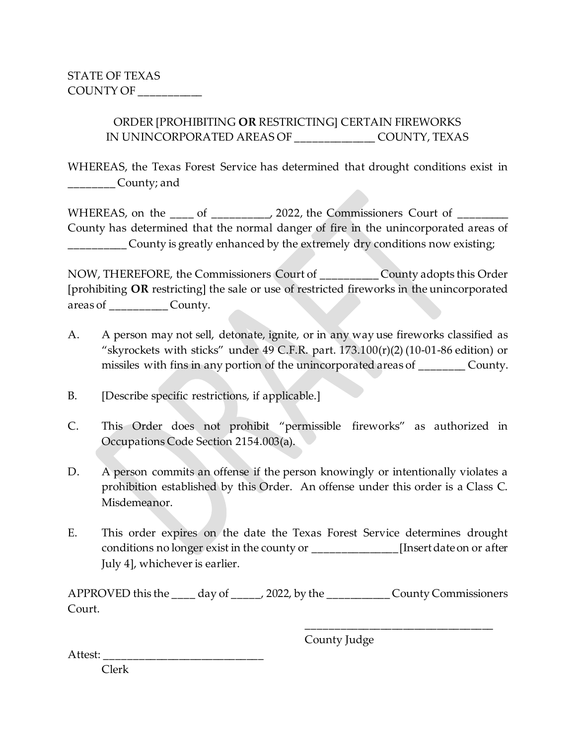STATE OF TEXAS
COUNTY OF ___________

ORDER [PROHIBITING **OR** RESTRICTING] CERTAIN FIREWORKS
IN UNINCORPORATED AREAS OF ______________ COUNTY, TEXAS

WHEREAS, the Texas Forest Service has determined that drought conditions exist in ________ County; and

WHEREAS, on the ____ of __________, 2022, the Commissioners Court of _________ County has determined that the normal danger of fire in the unincorporated areas of __________ County is greatly enhanced by the extremely dry conditions now existing;

NOW, THEREFORE, the Commissioners Court of __________ County adopts this Order [prohibiting **OR** restricting] the sale or use of restricted fireworks in the unincorporated areas of __________ County.

A. A person may not sell, detonate, ignite, or in any way use fireworks classified as "skyrockets with sticks" under 49 C.F.R. part. 173.100(r)(2) (10-01-86 edition) or missiles with fins in any portion of the unincorporated areas of ________ County.

B. [Describe specific restrictions, if applicable.]

C. This Order does not prohibit "permissible fireworks" as authorized in Occupations Code Section 2154.003(a).

D. A person commits an offense if the person knowingly or intentionally violates a prohibition established by this Order. An offense under this order is a Class C. Misdemeanor.

E. This order expires on the date the Texas Forest Service determines drought conditions no longer exist in the county or _______________[Insert date on or after July 4], whichever is earlier.

APPROVED this the ____ day of _____, 2022, by the ___________ County Commissioners Court.

_________________________________
County Judge

Attest: ____________________________
Clerk